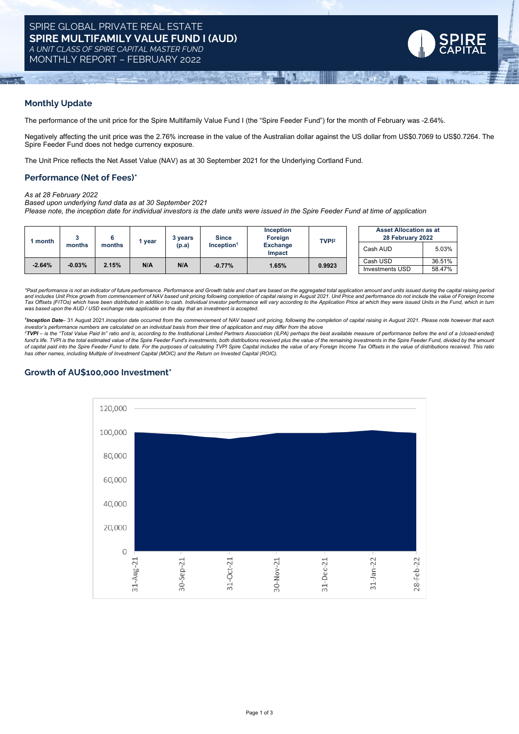SPIRE GLOBAL PRIVATE REAL ESTATE

# SPIRE MULTIFAMILY VALUE FUND I (AUD)

*A UNIT CLASS OF SPIRE CAPITAL MASTER FUND*

MONTHLY REPORT – FEBRUARY 2022

## Monthly Update

The performance of the unit price for the Spire Multifamily Value Fund I (the "Spire Feeder Fund") for the month of February was -2.64%.

Negatively affecting the unit price was the 2.76% increase in the value of the Australian dollar against the US dollar from US$0.7069 to US$0.7264. The Spire Feeder Fund does not hedge currency exposure.

The Unit Price reflects the Net Asset Value (NAV) as at 30 September 2021 for the Underlying Cortland Fund.

## Performance (Net of Fees)*

*As at 28 February 2022*
*Based upon underlying fund data as at 30 September 2021*
*Please note, the inception date for individual investors is the date units were issued in the Spire Feeder Fund at time of application*

| 1 month | 3 months | 6 months | 1 year | 3 years (p.a) | Since Inception[1] | Inception Foreign Exchange Impact | TVPI[2] |
|---|---|---|---|---|---|---|---|
| -2.64% | -0.03% | 2.15% | N/A | N/A | -0.77% | 1.65% | 0.9923 |

| Asset Allocation as at 28 February 2022 | |
|---|---|
| Cash AUD | 5.03% |
| Cash USD | 36.51% |
| Investments USD | 58.47% |

*\*Past performance is not an indicator of future performance. Performance and Growth table and chart are based on the aggregated total application amount and units issued during the capital raising period and includes Unit Price growth from commencement of NAV based unit pricing following completion of capital raising in August 2021. Unit Price and performance do not include the value of Foreign Income Tax Offsets (FITOs) which have been distributed in addition to cash. Individual investor performance will vary according to the Application Price at which they were issued Units in the Fund, which in turn was based upon the AUD / USD exchange rate applicable on the day that an investment is accepted.*

[1]***Inception Date***– 31 August 2021.*Inception date occurred from the commencement of NAV based unit pricing, following the completion of capital raising in August 2021. Please note however that each investor's performance numbers are calculated on an individual basis from their time of application and may differ from the above*

[2]***TVPI*** *– is the "Total Value Paid In" ratio and is, according to the Institutional Limited Partners Association (ILPA) perhaps the best available measure of performance before the end of a (closed-ended) fund's life. TVPI is the total estimated value of the Spire Feeder Fund's investments, both distributions received plus the value of the remaining investments in the Spire Feeder Fund, divided by the amount of capital paid into the Spire Feeder Fund to date. For the purposes of calculating TVPI Spire Capital includes the value of any Foreign Income Tax Offsets in the value of distributions received. This ratio has other names, including Multiple of Investment Capital (MOIC) and the Return on Invested Capital (ROIC).*

## Growth of AU$100,000 Investment*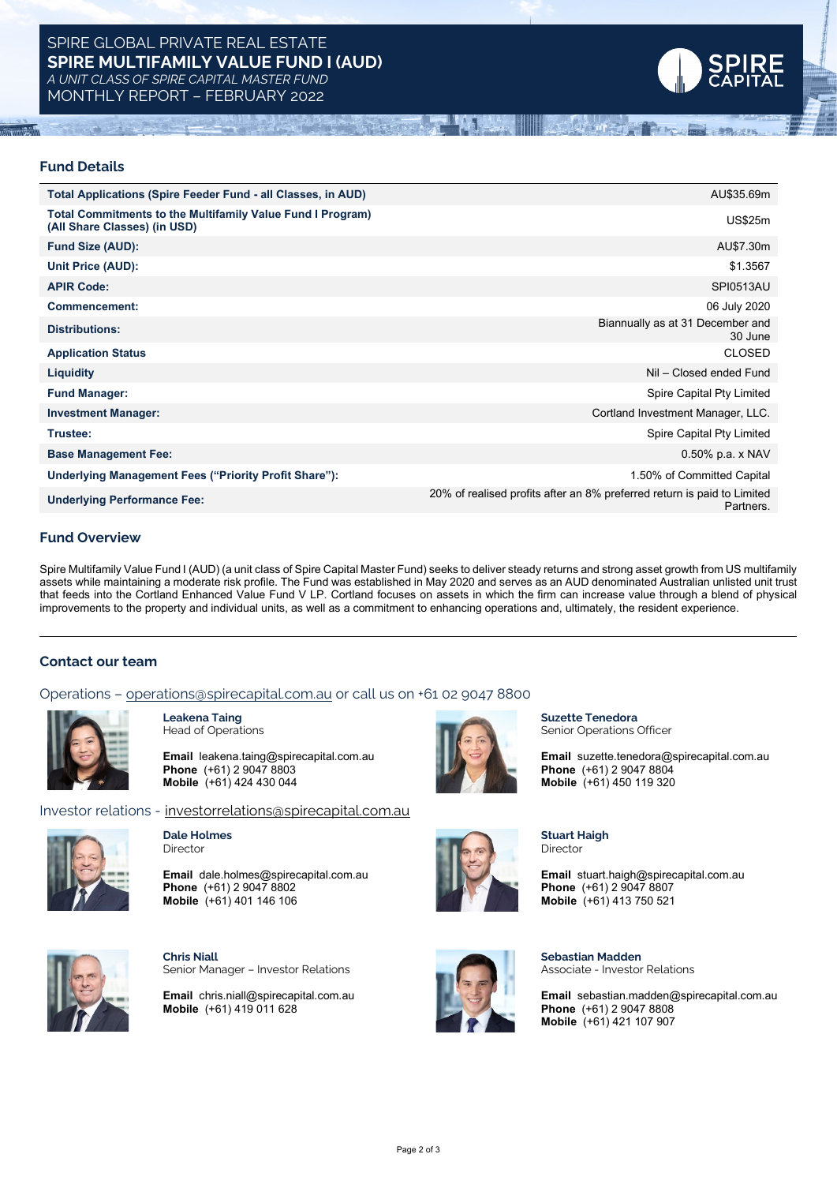# SPIRE GLOBAL PRIVATE REAL ESTATE
# SPIRE MULTIFAMILY VALUE FUND I (AUD)
*A UNIT CLASS OF SPIRE CAPITAL MASTER FUND*
MONTHLY REPORT – FEBRUARY 2022

## Fund Details

| | |
|---|---|
| **Total Applications (Spire Feeder Fund - all Classes, in AUD)** | AU$35.69m |
| **Total Commitments to the Multifamily Value Fund I Program) (All Share Classes) (in USD)** | US$25m |
| **Fund Size (AUD):** | AU$7.30m |
| **Unit Price (AUD):** | $1.3567 |
| **APIR Code:** | SPI0513AU |
| **Commencement:** | 06 July 2020 |
| **Distributions:** | Biannually as at 31 December and 30 June |
| **Application Status** | CLOSED |
| **Liquidity** | Nil – Closed ended Fund |
| **Fund Manager:** | Spire Capital Pty Limited |
| **Investment Manager:** | Cortland Investment Manager, LLC. |
| **Trustee:** | Spire Capital Pty Limited |
| **Base Management Fee:** | 0.50% p.a. x NAV |
| **Underlying Management Fees ("Priority Profit Share"):** | 1.50% of Committed Capital |
| **Underlying Performance Fee:** | 20% of realised profits after an 8% preferred return is paid to Limited Partners. |

## Fund Overview

Spire Multifamily Value Fund I (AUD) (a unit class of Spire Capital Master Fund) seeks to deliver steady returns and strong asset growth from US multifamily assets while maintaining a moderate risk profile. The Fund was established in May 2020 and serves as an AUD denominated Australian unlisted unit trust that feeds into the Cortland Enhanced Value Fund V LP. Cortland focuses on assets in which the firm can increase value through a blend of physical improvements to the property and individual units, as well as a commitment to enhancing operations and, ultimately, the resident experience.

## Contact our team

Operations – operations@spirecapital.com.au or call us on +61 02 9047 8800

**Leakena Taing**
Head of Operations

**Email** leakena.taing@spirecapital.com.au
**Phone** (+61) 2 9047 8803
**Mobile** (+61) 424 430 044

**Suzette Tenedora**
Senior Operations Officer

**Email** suzette.tenedora@spirecapital.com.au
**Phone** (+61) 2 9047 8804
**Mobile** (+61) 450 119 320

Investor relations - investorrelations@spirecapital.com.au

**Dale Holmes**
Director

**Email** dale.holmes@spirecapital.com.au
**Phone** (+61) 2 9047 8802
**Mobile** (+61) 401 146 106

**Stuart Haigh**
Director

**Email** stuart.haigh@spirecapital.com.au
**Phone** (+61) 2 9047 8807
**Mobile** (+61) 413 750 521

**Chris Niall**
Senior Manager – Investor Relations

**Email** chris.niall@spirecapital.com.au
**Mobile** (+61) 419 011 628

**Sebastian Madden**
Associate - Investor Relations

**Email** sebastian.madden@spirecapital.com.au
**Phone** (+61) 2 9047 8808
**Mobile** (+61) 421 107 907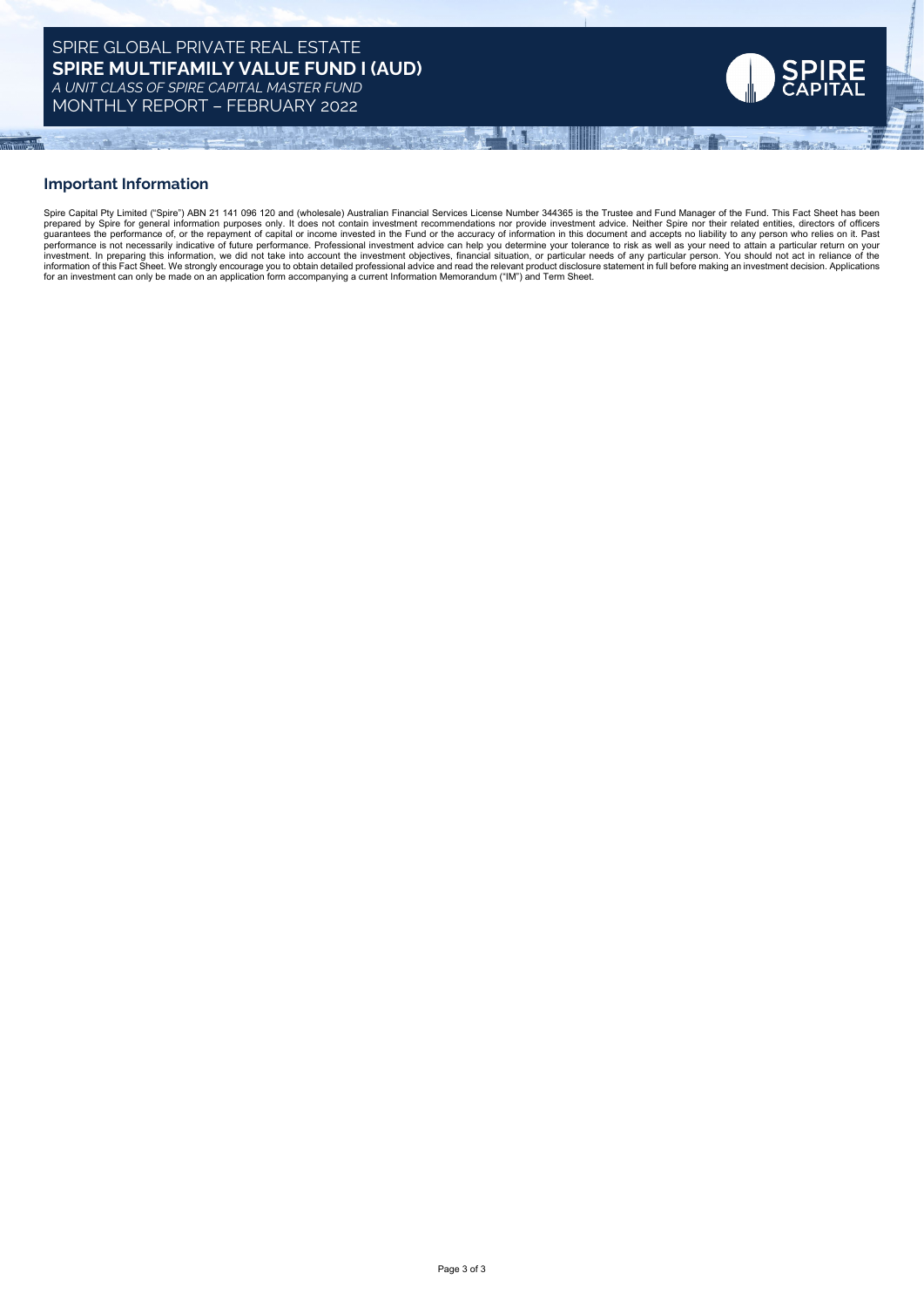# SPIRE GLOBAL PRIVATE REAL ESTATE
# SPIRE MULTIFAMILY VALUE FUND I (AUD)
*A UNIT CLASS OF SPIRE CAPITAL MASTER FUND*
MONTHLY REPORT – FEBRUARY 2022

## Important Information

Spire Capital Pty Limited ("Spire") ABN 21 141 096 120 and (wholesale) Australian Financial Services License Number 344365 is the Trustee and Fund Manager of the Fund. This Fact Sheet has been prepared by Spire for general information purposes only. It does not contain investment recommendations nor provide investment advice. Neither Spire nor their related entities, directors of officers guarantees the performance of, or the repayment of capital or income invested in the Fund or the accuracy of information in this document and accepts no liability to any person who relies on it. Past performance is not necessarily indicative of future performance. Professional investment advice can help you determine your tolerance to risk as well as your need to attain a particular return on your investment. In preparing this information, we did not take into account the investment objectives, financial situation, or particular needs of any particular person. You should not act in reliance of the information of this Fact Sheet. We strongly encourage you to obtain detailed professional advice and read the relevant product disclosure statement in full before making an investment decision. Applications for an investment can only be made on an application form accompanying a current Information Memorandum ("IM") and Term Sheet.